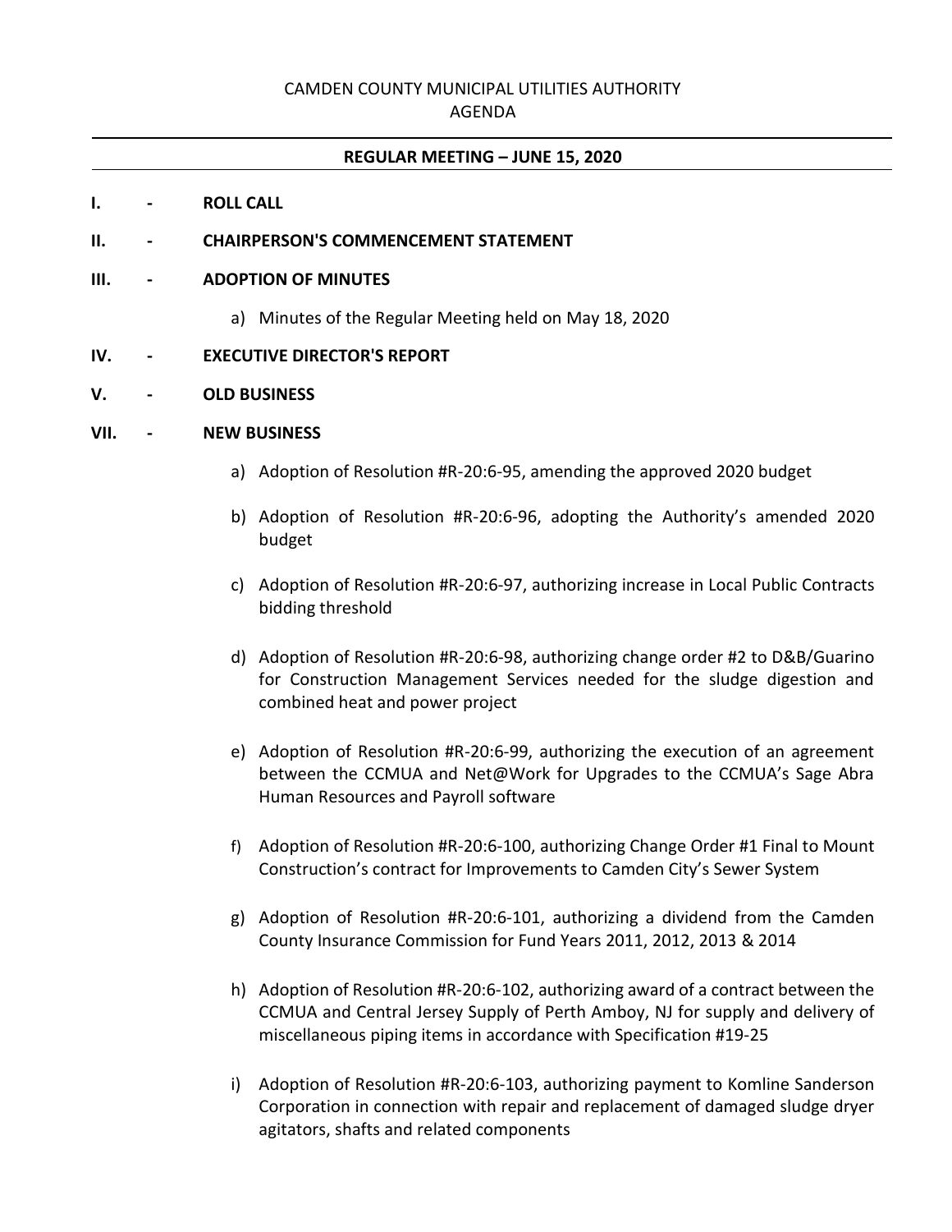CAMDEN COUNTY MUNICIPAL UTILITIES AUTHORITY

AGENDA

**REGULAR MEETING – JUNE 15, 2020**

**I. - ROLL CALL**

**II. - CHAIRPERSON'S COMMENCEMENT STATEMENT**

**III. - ADOPTION OF MINUTES**

a) Minutes of the Regular Meeting held on May 18, 2020

**IV. - EXECUTIVE DIRECTOR'S REPORT**

**V. - OLD BUSINESS**

**VII. - NEW BUSINESS**

a) Adoption of Resolution #R-20:6-95, amending the approved 2020 budget

b) Adoption of Resolution #R-20:6-96, adopting the Authority's amended 2020 budget

c) Adoption of Resolution #R-20:6-97, authorizing increase in Local Public Contracts bidding threshold

d) Adoption of Resolution #R-20:6-98, authorizing change order #2 to D&B/Guarino for Construction Management Services needed for the sludge digestion and combined heat and power project

e) Adoption of Resolution #R-20:6-99, authorizing the execution of an agreement between the CCMUA and Net@Work for Upgrades to the CCMUA's Sage Abra Human Resources and Payroll software

f) Adoption of Resolution #R-20:6-100, authorizing Change Order #1 Final to Mount Construction's contract for Improvements to Camden City's Sewer System

g) Adoption of Resolution #R-20:6-101, authorizing a dividend from the Camden County Insurance Commission for Fund Years 2011, 2012, 2013 & 2014

h) Adoption of Resolution #R-20:6-102, authorizing award of a contract between the CCMUA and Central Jersey Supply of Perth Amboy, NJ for supply and delivery of miscellaneous piping items in accordance with Specification #19-25

i) Adoption of Resolution #R-20:6-103, authorizing payment to Komline Sanderson Corporation in connection with repair and replacement of damaged sludge dryer agitators, shafts and related components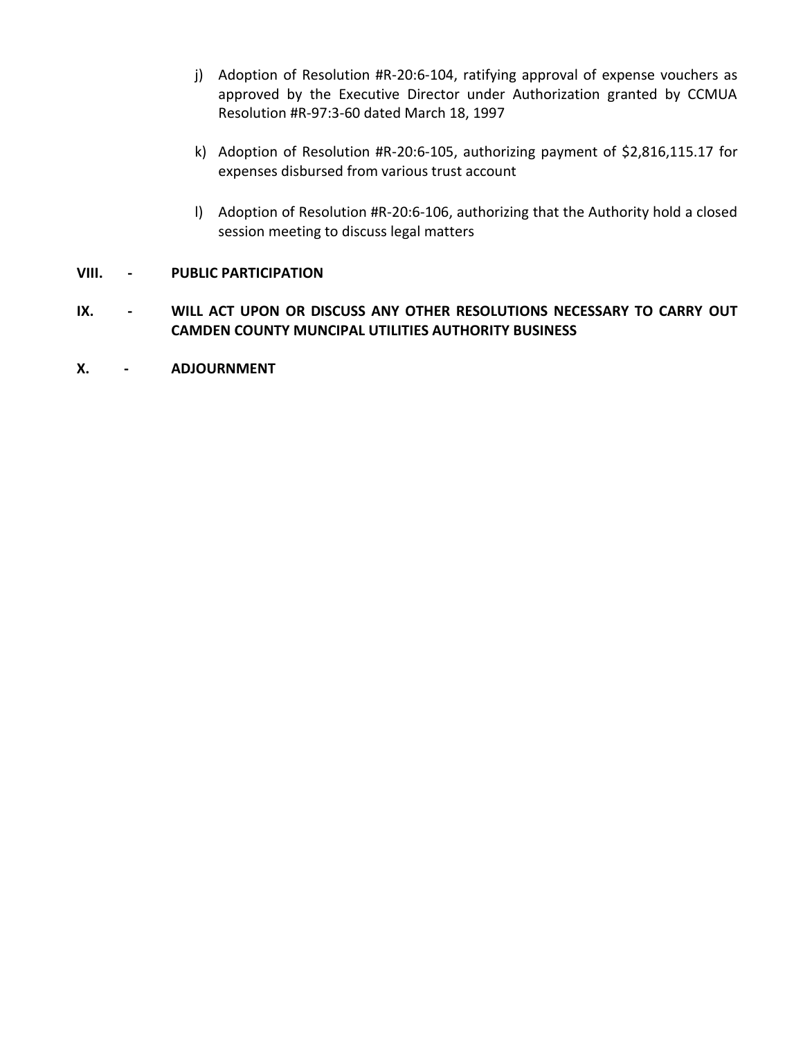j) Adoption of Resolution #R-20:6-104, ratifying approval of expense vouchers as approved by the Executive Director under Authorization granted by CCMUA Resolution #R-97:3-60 dated March 18, 1997

k) Adoption of Resolution #R-20:6-105, authorizing payment of $2,816,115.17 for expenses disbursed from various trust account

l) Adoption of Resolution #R-20:6-106, authorizing that the Authority hold a closed session meeting to discuss legal matters

**VIII. - PUBLIC PARTICIPATION**

**IX. - WILL ACT UPON OR DISCUSS ANY OTHER RESOLUTIONS NECESSARY TO CARRY OUT CAMDEN COUNTY MUNCIPAL UTILITIES AUTHORITY BUSINESS**

**X. - ADJOURNMENT**